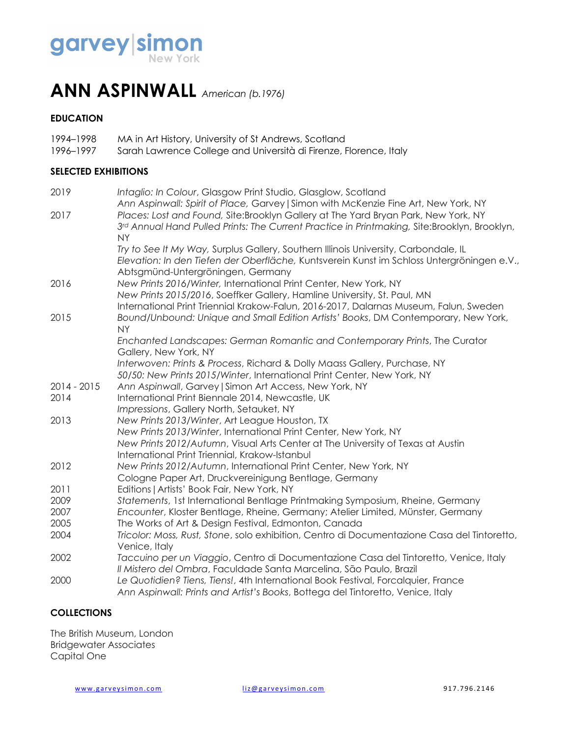garvey|simon New York

# ANN ASPINWALL *American (b.1976)*

## EDUCATION

1994–1998 MA in Art History, University of St Andrews, Scotland
1996–1997 Sarah Lawrence College and Università di Firenze, Florence, Italy

## SELECTED EXHIBITIONS

| | |
|---|---|
| 2019 | *Intaglio: In Colour*, Glasgow Print Studio, Glasglow, Scotland |
| | *Ann Aspinwall: Spirit of Place,* Garvey\|Simon with McKenzie Fine Art, New York, NY |
| 2017 | *Places: Lost and Found,* Site:Brooklyn Gallery at The Yard Bryan Park, New York, NY |
| | *3rd Annual Hand Pulled Prints: The Current Practice in Printmaking,* Site:Brooklyn, Brooklyn, NY |
| | *Try to See It My Way,* Surplus Gallery, Southern Illinois University, Carbondale, IL |
| | *Elevation: In den Tiefen der Oberfläche,* Kuntsverein Kunst im Schloss Untergröningen e.V., Abtsgmünd-Untergröningen, Germany |
| 2016 | *New Prints 2016/Winter,* International Print Center, New York, NY |
| | *New Prints 2015/2016*, Soeffker Gallery, Hamline University, St. Paul, MN |
| | International Print Triennial Krakow-Falun, 2016-2017, Dalarnas Museum, Falun, Sweden |
| 2015 | *Bound/Unbound: Unique and Small Edition Artists' Books*, DM Contemporary, New York, NY |
| | *Enchanted Landscapes: German Romantic and Contemporary Prints*, The Curator Gallery, New York, NY |
| | *Interwoven: Prints & Process*, Richard & Dolly Maass Gallery, Purchase, NY |
| | *50/50: New Prints 2015/Winter*, International Print Center, New York, NY |
| 2014 - 2015 | *Ann Aspinwall*, Garvey\|Simon Art Access, New York, NY |
| 2014 | International Print Biennale 2014, Newcastle, UK |
| | *Impressions*, Gallery North, Setauket, NY |
| 2013 | *New Prints 2013/Winter*, Art League Houston, TX |
| | *New Prints 2013/Winter*, International Print Center, New York, NY |
| | *New Prints 2012/Autumn*, Visual Arts Center at The University of Texas at Austin |
| | International Print Triennial, Krakow-Istanbul |
| 2012 | *New Prints 2012/Autumn*, International Print Center, New York, NY |
| | Cologne Paper Art, Druckvereinigung Bentlage, Germany |
| 2011 | Editions\|Artists' Book Fair, New York, NY |
| 2009 | *Statements*, 1st International Bentlage Printmaking Symposium, Rheine, Germany |
| 2007 | *Encounter*, Kloster Bentlage, Rheine, Germany; Atelier Limited, Münster, Germany |
| 2005 | The Works of Art & Design Festival, Edmonton, Canada |
| 2004 | *Tricolor: Moss, Rust, Stone*, solo exhibition, Centro di Documentazione Casa del Tintoretto, Venice, Italy |
| 2002 | *Taccuino per un Viaggio*, Centro di Documentazione Casa del Tintoretto, Venice, Italy |
| | *Il Mistero del Ombra*, Faculdade Santa Marcelina, São Paulo, Brazil |
| 2000 | *Le Quotidien? Tiens, Tiens!*, 4th International Book Festival, Forcalquier, France |
| | *Ann Aspinwall: Prints and Artist's Books*, Bottega del Tintoretto, Venice, Italy |

## COLLECTIONS

The British Museum, London
Bridgewater Associates
Capital One

www.garveysimon.com liz@garveysimon.com 917.796.2146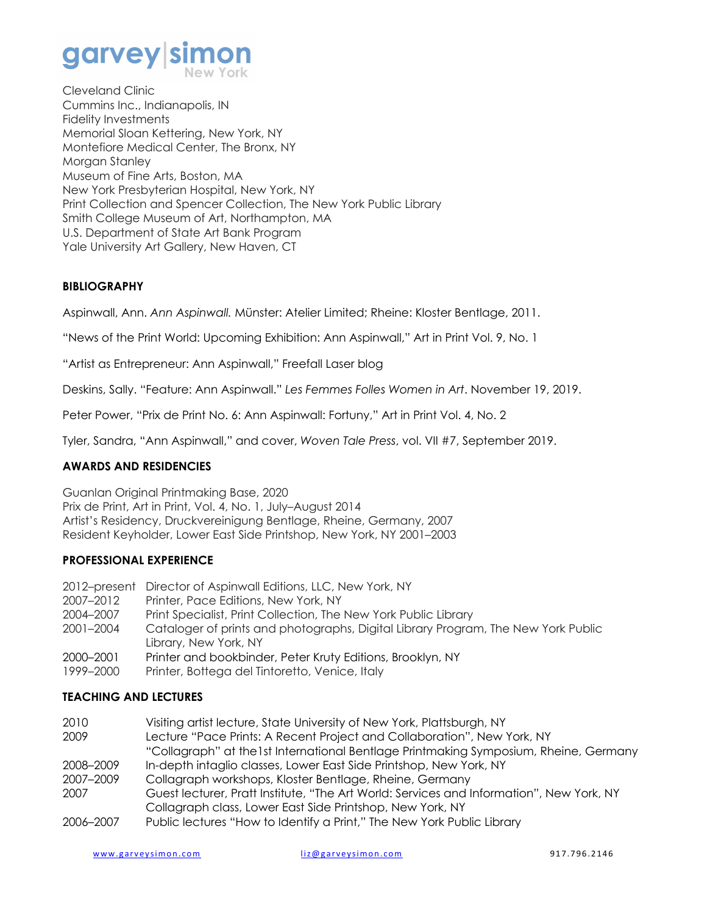Cleveland Clinic
Cummins Inc., Indianapolis, IN
Fidelity Investments
Memorial Sloan Kettering, New York, NY
Montefiore Medical Center, The Bronx, NY
Morgan Stanley
Museum of Fine Arts, Boston, MA
New York Presbyterian Hospital, New York, NY
Print Collection and Spencer Collection, The New York Public Library
Smith College Museum of Art, Northampton, MA
U.S. Department of State Art Bank Program
Yale University Art Gallery, New Haven, CT

## BIBLIOGRAPHY

Aspinwall, Ann. *Ann Aspinwall.* Münster: Atelier Limited; Rheine: Kloster Bentlage, 2011.

"News of the Print World: Upcoming Exhibition: Ann Aspinwall," Art in Print Vol. 9, No. 1

"Artist as Entrepreneur: Ann Aspinwall," Freefall Laser blog

Deskins, Sally. "Feature: Ann Aspinwall." *Les Femmes Folles Women in Art*. November 19, 2019.

Peter Power, "Prix de Print No. 6: Ann Aspinwall: Fortuny," Art in Print Vol. 4, No. 2

Tyler, Sandra, "Ann Aspinwall," and cover, *Woven Tale Press*, vol. VII #7, September 2019.

## AWARDS AND RESIDENCIES

Guanlan Original Printmaking Base, 2020
Prix de Print, Art in Print, Vol. 4, No. 1, July–August 2014
Artist's Residency, Druckvereinigung Bentlage, Rheine, Germany, 2007
Resident Keyholder, Lower East Side Printshop, New York, NY 2001–2003

## PROFESSIONAL EXPERIENCE

2012–present Director of Aspinwall Editions, LLC, New York, NY
2007–2012 Printer, Pace Editions, New York, NY
2004–2007 Print Specialist, Print Collection, The New York Public Library
2001–2004 Cataloger of prints and photographs, Digital Library Program, The New York Public Library, New York, NY
2000–2001 Printer and bookbinder, Peter Kruty Editions, Brooklyn, NY
1999–2000 Printer, Bottega del Tintoretto, Venice, Italy

## TEACHING AND LECTURES

2010 Visiting artist lecture, State University of New York, Plattsburgh, NY
2009 Lecture "Pace Prints: A Recent Project and Collaboration", New York, NY
"Collagraph" at the1st International Bentlage Printmaking Symposium, Rheine, Germany
2008–2009 In-depth intaglio classes, Lower East Side Printshop, New York, NY
2007–2009 Collagraph workshops, Kloster Bentlage, Rheine, Germany
2007 Guest lecturer, Pratt Institute, "The Art World: Services and Information", New York, NY
Collagraph class, Lower East Side Printshop, New York, NY
2006–2007 Public lectures "How to Identify a Print," The New York Public Library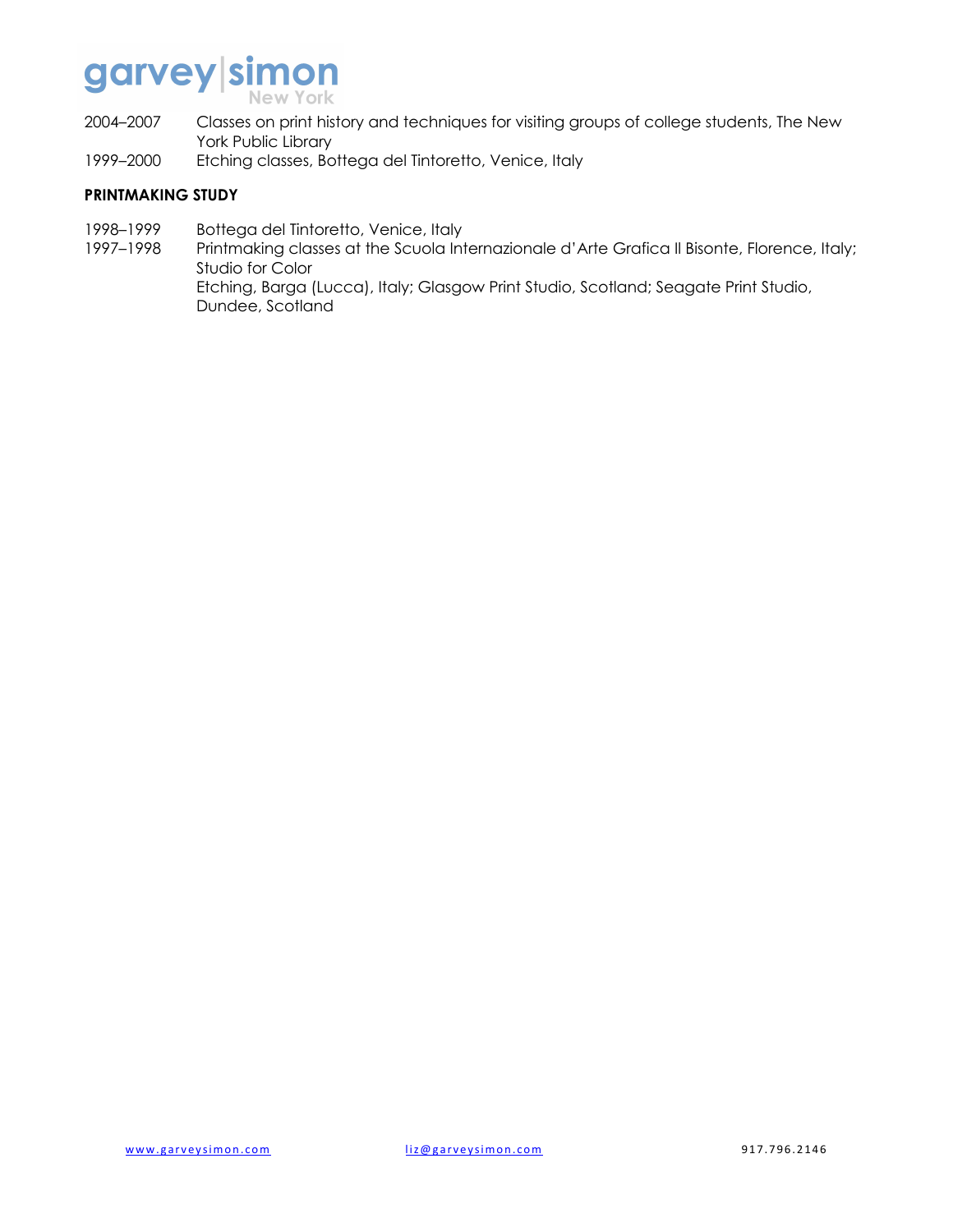2004–2007 Classes on print history and techniques for visiting groups of college students, The New York Public Library

1999–2000 Etching classes, Bottega del Tintoretto, Venice, Italy

**PRINTMAKING STUDY**

1998–1999 Bottega del Tintoretto, Venice, Italy

1997–1998 Printmaking classes at the Scuola Internazionale d'Arte Grafica Il Bisonte, Florence, Italy; Studio for Color Etching, Barga (Lucca), Italy; Glasgow Print Studio, Scotland; Seagate Print Studio, Dundee, Scotland